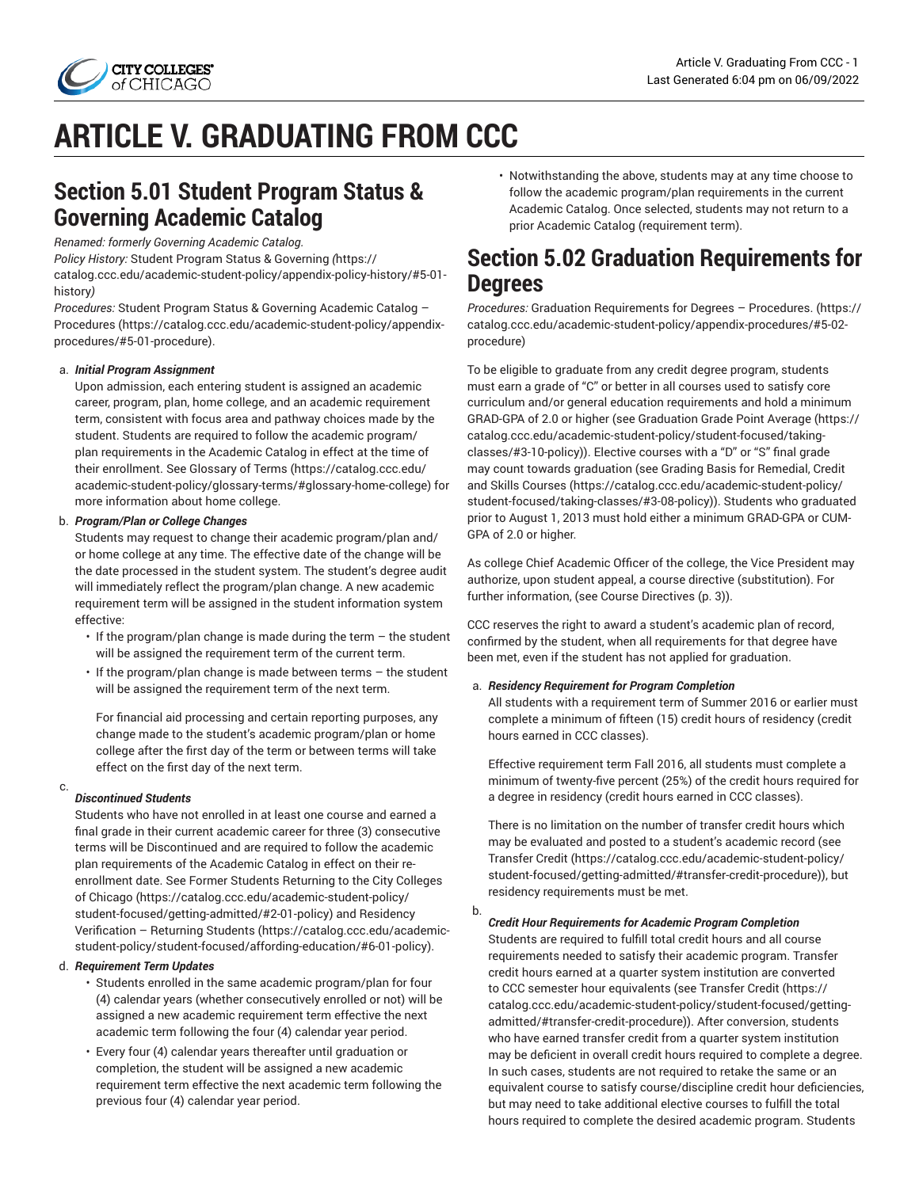# ARTICLE V. GRADUATING FROM CCC

## Section 5.01 Student Program Status & Governing Academic Catalog

*Renamed: formerly Governing Academic Catalog.*
*Policy History:* Student Program Status & Governing *(*https://catalog.ccc.edu/academic-student-policy/appendix-policy-history/#5-01-history*)*
*Procedures:* Student Program Status & Governing Academic Catalog – Procedures (https://catalog.ccc.edu/academic-student-policy/appendix-procedures/#5-01-procedure).

a. ***Initial Program Assignment***
Upon admission, each entering student is assigned an academic career, program, plan, home college, and an academic requirement term, consistent with focus area and pathway choices made by the student. Students are required to follow the academic program/plan requirements in the Academic Catalog in effect at the time of their enrollment. See Glossary of Terms (https://catalog.ccc.edu/academic-student-policy/glossary-terms/#glossary-home-college) for more information about home college.

b. ***Program/Plan or College Changes***
Students may request to change their academic program/plan and/or home college at any time. The effective date of the change will be the date processed in the student system. The student's degree audit will immediately reflect the program/plan change. A new academic requirement term will be assigned in the student information system effective:
   - If the program/plan change is made during the term – the student will be assigned the requirement term of the current term.
   - If the program/plan change is made between terms – the student will be assigned the requirement term of the next term.

   For financial aid processing and certain reporting purposes, any change made to the student's academic program/plan or home college after the first day of the term or between terms will take effect on the first day of the next term.

c. ***Discontinued Students***
Students who have not enrolled in at least one course and earned a final grade in their current academic career for three (3) consecutive terms will be Discontinued and are required to follow the academic plan requirements of the Academic Catalog in effect on their re-enrollment date. See Former Students Returning to the City Colleges of Chicago (https://catalog.ccc.edu/academic-student-policy/student-focused/getting-admitted/#2-01-policy) and Residency Verification – Returning Students (https://catalog.ccc.edu/academic-student-policy/student-focused/affording-education/#6-01-policy).

d. ***Requirement Term Updates***
   - Students enrolled in the same academic program/plan for four (4) calendar years (whether consecutively enrolled or not) will be assigned a new academic requirement term effective the next academic term following the four (4) calendar year period.
   - Every four (4) calendar years thereafter until graduation or completion, the student will be assigned a new academic requirement term effective the next academic term following the previous four (4) calendar year period.
   - Notwithstanding the above, students may at any time choose to follow the academic program/plan requirements in the current Academic Catalog. Once selected, students may not return to a prior Academic Catalog (requirement term).

## Section 5.02 Graduation Requirements for Degrees

*Procedures:* Graduation Requirements for Degrees – Procedures. (https://catalog.ccc.edu/academic-student-policy/appendix-procedures/#5-02-procedure)

To be eligible to graduate from any credit degree program, students must earn a grade of "C" or better in all courses used to satisfy core curriculum and/or general education requirements and hold a minimum GRAD-GPA of 2.0 or higher (see Graduation Grade Point Average (https://catalog.ccc.edu/academic-student-policy/student-focused/taking-classes/#3-10-policy)). Elective courses with a "D" or "S" final grade may count towards graduation (see Grading Basis for Remedial, Credit and Skills Courses (https://catalog.ccc.edu/academic-student-policy/student-focused/taking-classes/#3-08-policy)). Students who graduated prior to August 1, 2013 must hold either a minimum GRAD-GPA or CUM-GPA of 2.0 or higher.

As college Chief Academic Officer of the college, the Vice President may authorize, upon student appeal, a course directive (substitution). For further information, (see Course Directives (p. 3)).

CCC reserves the right to award a student's academic plan of record, confirmed by the student, when all requirements for that degree have been met, even if the student has not applied for graduation.

a. ***Residency Requirement for Program Completion***
All students with a requirement term of Summer 2016 or earlier must complete a minimum of fifteen (15) credit hours of residency (credit hours earned in CCC classes).

   Effective requirement term Fall 2016, all students must complete a minimum of twenty-five percent (25%) of the credit hours required for a degree in residency (credit hours earned in CCC classes).

   There is no limitation on the number of transfer credit hours which may be evaluated and posted to a student's academic record (see Transfer Credit (https://catalog.ccc.edu/academic-student-policy/student-focused/getting-admitted/#transfer-credit-procedure)), but residency requirements must be met.

b. ***Credit Hour Requirements for Academic Program Completion***
Students are required to fulfill total credit hours and all course requirements needed to satisfy their academic program. Transfer credit hours earned at a quarter system institution are converted to CCC semester hour equivalents (see Transfer Credit (https://catalog.ccc.edu/academic-student-policy/student-focused/getting-admitted/#transfer-credit-procedure)). After conversion, students who have earned transfer credit from a quarter system institution may be deficient in overall credit hours required to complete a degree. In such cases, students are not required to retake the same or an equivalent course to satisfy course/discipline credit hour deficiencies, but may need to take additional elective courses to fulfill the total hours required to complete the desired academic program. Students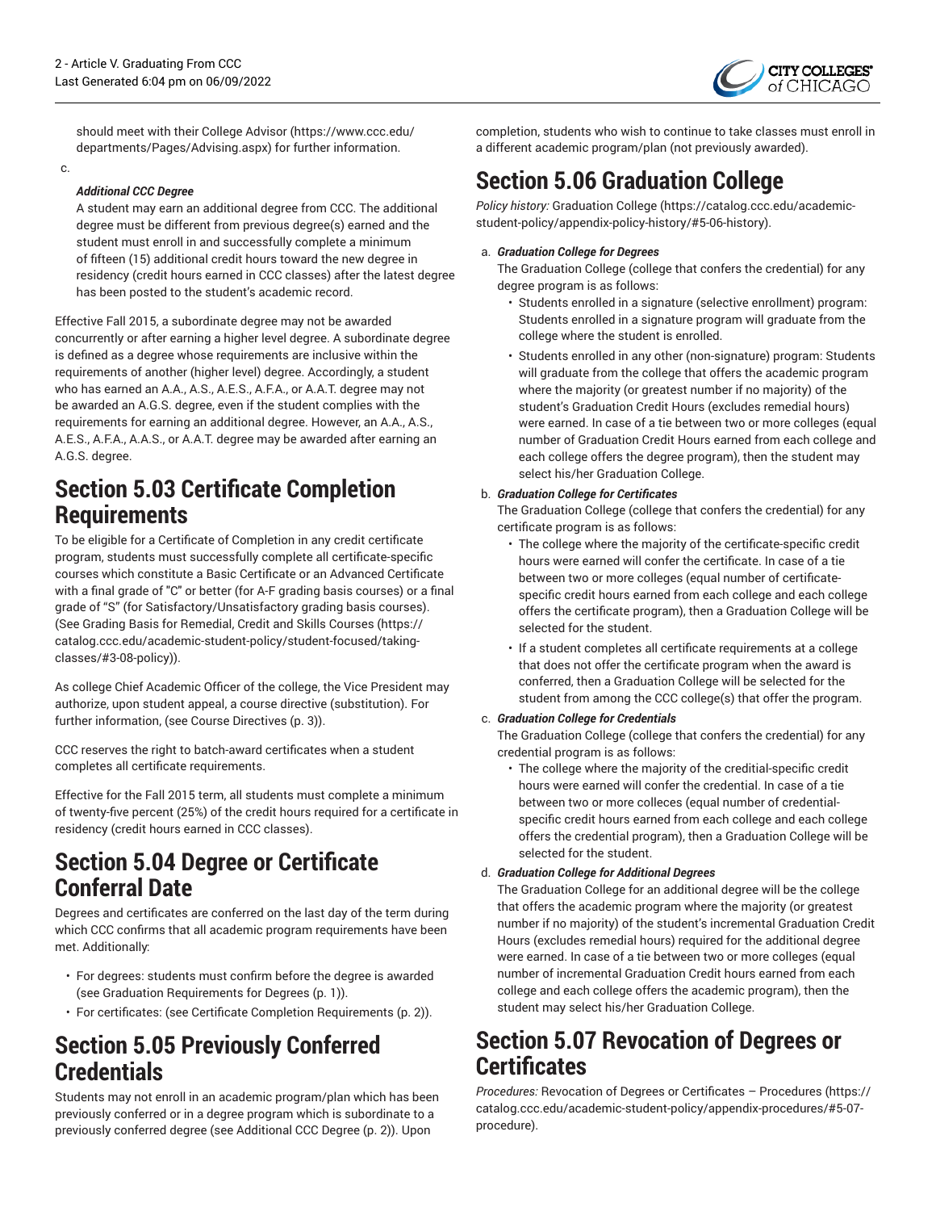should meet with their College Advisor (https://www.ccc.edu/departments/Pages/Advising.aspx) for further information.

c. ***Additional CCC Degree***
A student may earn an additional degree from CCC. The additional degree must be different from previous degree(s) earned and the student must enroll in and successfully complete a minimum of fifteen (15) additional credit hours toward the new degree in residency (credit hours earned in CCC classes) after the latest degree has been posted to the student's academic record.

Effective Fall 2015, a subordinate degree may not be awarded concurrently or after earning a higher level degree. A subordinate degree is defined as a degree whose requirements are inclusive within the requirements of another (higher level) degree. Accordingly, a student who has earned an A.A., A.S., A.E.S., A.F.A., or A.A.T. degree may not be awarded an A.G.S. degree, even if the student complies with the requirements for earning an additional degree. However, an A.A., A.S., A.E.S., A.F.A., A.A.S., or A.A.T. degree may be awarded after earning an A.G.S. degree.

## Section 5.03 Certificate Completion Requirements

To be eligible for a Certificate of Completion in any credit certificate program, students must successfully complete all certificate-specific courses which constitute a Basic Certificate or an Advanced Certificate with a final grade of "C" or better (for A-F grading basis courses) or a final grade of "S" (for Satisfactory/Unsatisfactory grading basis courses). (See Grading Basis for Remedial, Credit and Skills Courses (https://catalog.ccc.edu/academic-student-policy/student-focused/taking-classes/#3-08-policy)).

As college Chief Academic Officer of the college, the Vice President may authorize, upon student appeal, a course directive (substitution). For further information, (see Course Directives (p. 3)).

CCC reserves the right to batch-award certificates when a student completes all certificate requirements.

Effective for the Fall 2015 term, all students must complete a minimum of twenty-five percent (25%) of the credit hours required for a certificate in residency (credit hours earned in CCC classes).

## Section 5.04 Degree or Certificate Conferral Date

Degrees and certificates are conferred on the last day of the term during which CCC confirms that all academic program requirements have been met. Additionally:

- For degrees: students must confirm before the degree is awarded (see Graduation Requirements for Degrees (p. 1)).
- For certificates: (see Certificate Completion Requirements (p. 2)).

## Section 5.05 Previously Conferred Credentials

Students may not enroll in an academic program/plan which has been previously conferred or in a degree program which is subordinate to a previously conferred degree (see Additional CCC Degree (p. 2)). Upon completion, students who wish to continue to take classes must enroll in a different academic program/plan (not previously awarded).

## Section 5.06 Graduation College

*Policy history:* Graduation College (https://catalog.ccc.edu/academic-student-policy/appendix-policy-history/#5-06-history).

a. ***Graduation College for Degrees***
The Graduation College (college that confers the credential) for any degree program is as follows:
   - Students enrolled in a signature (selective enrollment) program: Students enrolled in a signature program will graduate from the college where the student is enrolled.
   - Students enrolled in any other (non-signature) program: Students will graduate from the college that offers the academic program where the majority (or greatest number if no majority) of the student's Graduation Credit Hours (excludes remedial hours) were earned. In case of a tie between two or more colleges (equal number of Graduation Credit Hours earned from each college and each college offers the degree program), then the student may select his/her Graduation College.

b. ***Graduation College for Certificates***
The Graduation College (college that confers the credential) for any certificate program is as follows:
   - The college where the majority of the certificate-specific credit hours were earned will confer the certificate. In case of a tie between two or more colleges (equal number of certificate-specific credit hours earned from each college and each college offers the certificate program), then a Graduation College will be selected for the student.
   - If a student completes all certificate requirements at a college that does not offer the certificate program when the award is conferred, then a Graduation College will be selected for the student from among the CCC college(s) that offer the program.

c. ***Graduation College for Credentials***
The Graduation College (college that confers the credential) for any credential program is as follows:
   - The college where the majority of the creditial-specific credit hours were earned will confer the credential. In case of a tie between two or more colleces (equal number of credential-specific credit hours earned from each college and each college offers the credential program), then a Graduation College will be selected for the student.

d. ***Graduation College for Additional Degrees***
The Graduation College for an additional degree will be the college that offers the academic program where the majority (or greatest number if no majority) of the student's incremental Graduation Credit Hours (excludes remedial hours) required for the additional degree were earned. In case of a tie between two or more colleges (equal number of incremental Graduation Credit hours earned from each college and each college offers the academic program), then the student may select his/her Graduation College.

## Section 5.07 Revocation of Degrees or Certificates

*Procedures:* Revocation of Degrees or Certificates – Procedures (https://catalog.ccc.edu/academic-student-policy/appendix-procedures/#5-07-procedure).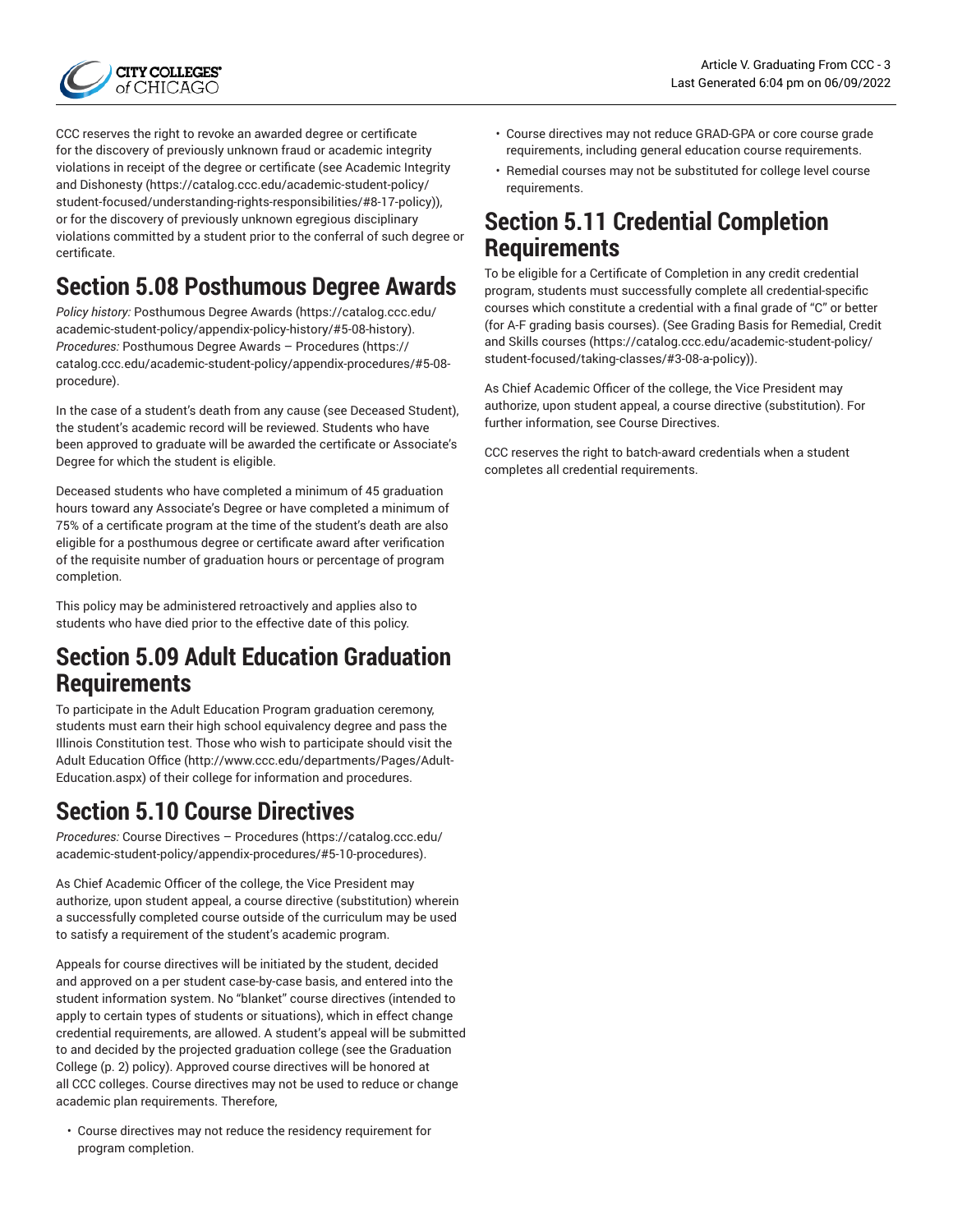CCC reserves the right to revoke an awarded degree or certificate for the discovery of previously unknown fraud or academic integrity violations in receipt of the degree or certificate (see Academic Integrity and Dishonesty (https://catalog.ccc.edu/academic-student-policy/student-focused/understanding-rights-responsibilities/#8-17-policy)), or for the discovery of previously unknown egregious disciplinary violations committed by a student prior to the conferral of such degree or certificate.

## Section 5.08 Posthumous Degree Awards

*Policy history:* Posthumous Degree Awards (https://catalog.ccc.edu/academic-student-policy/appendix-policy-history/#5-08-history).
*Procedures:* Posthumous Degree Awards – Procedures (https://catalog.ccc.edu/academic-student-policy/appendix-procedures/#5-08-procedure).

In the case of a student's death from any cause (see Deceased Student), the student's academic record will be reviewed. Students who have been approved to graduate will be awarded the certificate or Associate's Degree for which the student is eligible.

Deceased students who have completed a minimum of 45 graduation hours toward any Associate's Degree or have completed a minimum of 75% of a certificate program at the time of the student's death are also eligible for a posthumous degree or certificate award after verification of the requisite number of graduation hours or percentage of program completion.

This policy may be administered retroactively and applies also to students who have died prior to the effective date of this policy.

## Section 5.09 Adult Education Graduation Requirements

To participate in the Adult Education Program graduation ceremony, students must earn their high school equivalency degree and pass the Illinois Constitution test. Those who wish to participate should visit the Adult Education Office (http://www.ccc.edu/departments/Pages/Adult-Education.aspx) of their college for information and procedures.

## Section 5.10 Course Directives

*Procedures:* Course Directives – Procedures (https://catalog.ccc.edu/academic-student-policy/appendix-procedures/#5-10-procedures).

As Chief Academic Officer of the college, the Vice President may authorize, upon student appeal, a course directive (substitution) wherein a successfully completed course outside of the curriculum may be used to satisfy a requirement of the student's academic program.

Appeals for course directives will be initiated by the student, decided and approved on a per student case-by-case basis, and entered into the student information system. No "blanket" course directives (intended to apply to certain types of students or situations), which in effect change credential requirements, are allowed. A student's appeal will be submitted to and decided by the projected graduation college (see the Graduation College (p. 2) policy). Approved course directives will be honored at all CCC colleges. Course directives may not be used to reduce or change academic plan requirements. Therefore,

- Course directives may not reduce the residency requirement for program completion.
- Course directives may not reduce GRAD-GPA or core course grade requirements, including general education course requirements.
- Remedial courses may not be substituted for college level course requirements.

## Section 5.11 Credential Completion Requirements

To be eligible for a Certificate of Completion in any credit credential program, students must successfully complete all credential-specific courses which constitute a credential with a final grade of "C" or better (for A-F grading basis courses). (See Grading Basis for Remedial, Credit and Skills courses (https://catalog.ccc.edu/academic-student-policy/student-focused/taking-classes/#3-08-a-policy)).

As Chief Academic Officer of the college, the Vice President may authorize, upon student appeal, a course directive (substitution). For further information, see Course Directives.

CCC reserves the right to batch-award credentials when a student completes all credential requirements.